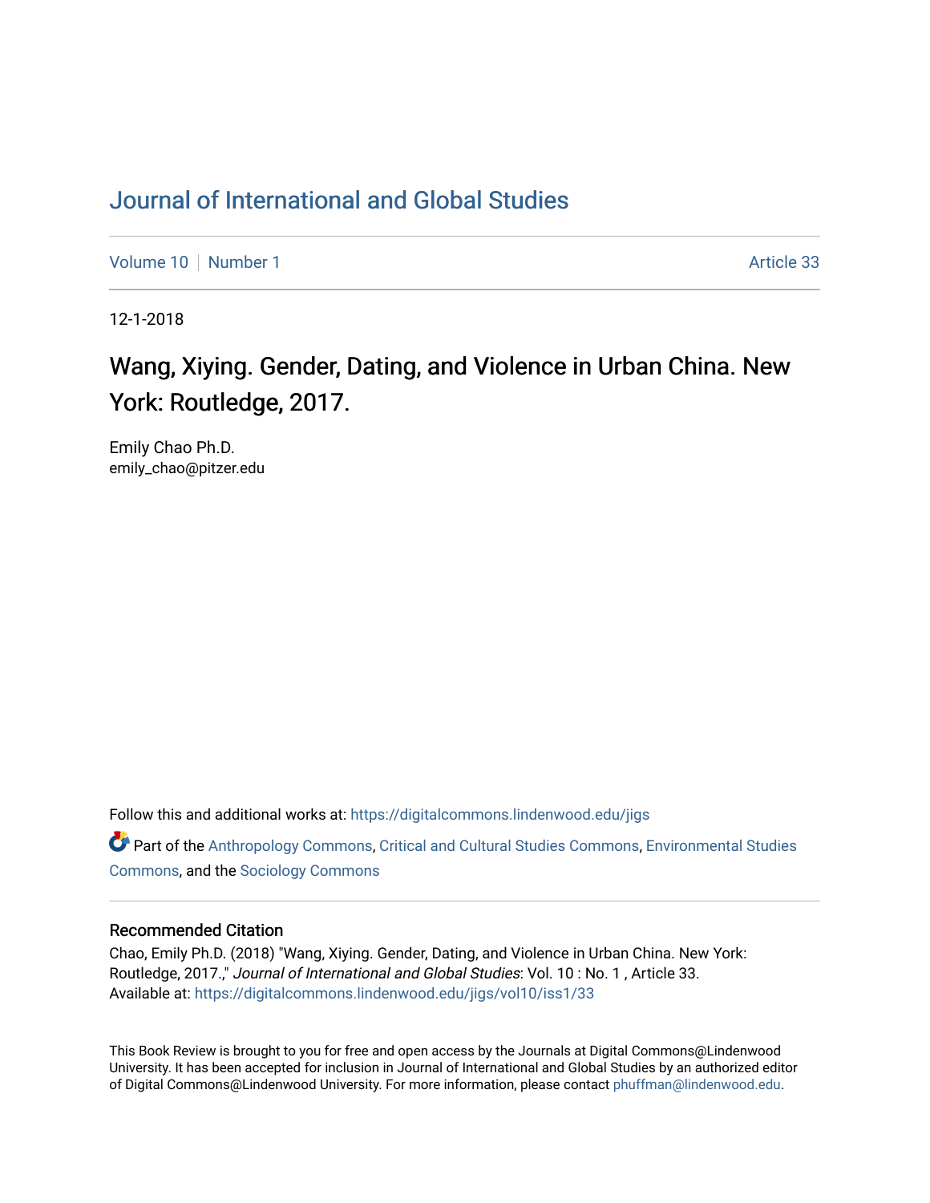# Journal of International and Global Studies

Volume 10 | Number 1 | Article 33

12-1-2018

## Wang, Xiying. Gender, Dating, and Violence in Urban China. New York: Routledge, 2017.

Emily Chao Ph.D.
emily_chao@pitzer.edu

Follow this and additional works at: https://digitalcommons.lindenwood.edu/jigs

Part of the Anthropology Commons, Critical and Cultural Studies Commons, Environmental Studies Commons, and the Sociology Commons

### Recommended Citation

Chao, Emily Ph.D. (2018) "Wang, Xiying. Gender, Dating, and Violence in Urban China. New York: Routledge, 2017.," *Journal of International and Global Studies*: Vol. 10 : No. 1 , Article 33.
Available at: https://digitalcommons.lindenwood.edu/jigs/vol10/iss1/33

This Book Review is brought to you for free and open access by the Journals at Digital Commons@Lindenwood University. It has been accepted for inclusion in Journal of International and Global Studies by an authorized editor of Digital Commons@Lindenwood University. For more information, please contact phuffman@lindenwood.edu.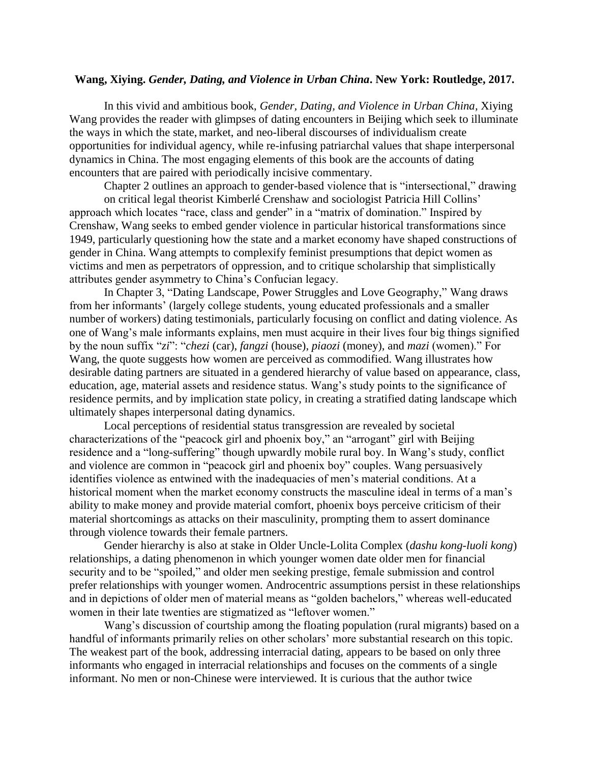**Wang, Xiying. *Gender, Dating, and Violence in Urban China*. New York: Routledge, 2017.**

In this vivid and ambitious book, *Gender, Dating, and Violence in Urban China*, Xiying Wang provides the reader with glimpses of dating encounters in Beijing which seek to illuminate the ways in which the state, market, and neo-liberal discourses of individualism create opportunities for individual agency, while re-infusing patriarchal values that shape interpersonal dynamics in China. The most engaging elements of this book are the accounts of dating encounters that are paired with periodically incisive commentary.

Chapter 2 outlines an approach to gender-based violence that is "intersectional," drawing on critical legal theorist Kimberlé Crenshaw and sociologist Patricia Hill Collins' approach which locates "race, class and gender" in a "matrix of domination." Inspired by Crenshaw, Wang seeks to embed gender violence in particular historical transformations since 1949, particularly questioning how the state and a market economy have shaped constructions of gender in China. Wang attempts to complexify feminist presumptions that depict women as victims and men as perpetrators of oppression, and to critique scholarship that simplistically attributes gender asymmetry to China's Confucian legacy.

In Chapter 3, "Dating Landscape, Power Struggles and Love Geography," Wang draws from her informants' (largely college students, young educated professionals and a smaller number of workers) dating testimonials, particularly focusing on conflict and dating violence. As one of Wang's male informants explains, men must acquire in their lives four big things signified by the noun suffix "*zi*": "*chezi* (car), *fangzi* (house), *piaozi* (money), and *mazi* (women)." For Wang, the quote suggests how women are perceived as commodified. Wang illustrates how desirable dating partners are situated in a gendered hierarchy of value based on appearance, class, education, age, material assets and residence status. Wang's study points to the significance of residence permits, and by implication state policy, in creating a stratified dating landscape which ultimately shapes interpersonal dating dynamics.

Local perceptions of residential status transgression are revealed by societal characterizations of the "peacock girl and phoenix boy," an "arrogant" girl with Beijing residence and a "long-suffering" though upwardly mobile rural boy. In Wang's study, conflict and violence are common in "peacock girl and phoenix boy" couples. Wang persuasively identifies violence as entwined with the inadequacies of men's material conditions. At a historical moment when the market economy constructs the masculine ideal in terms of a man's ability to make money and provide material comfort, phoenix boys perceive criticism of their material shortcomings as attacks on their masculinity, prompting them to assert dominance through violence towards their female partners.

Gender hierarchy is also at stake in Older Uncle-Lolita Complex (*dashu kong-luoli kong*) relationships, a dating phenomenon in which younger women date older men for financial security and to be "spoiled," and older men seeking prestige, female submission and control prefer relationships with younger women. Androcentric assumptions persist in these relationships and in depictions of older men of material means as "golden bachelors," whereas well-educated women in their late twenties are stigmatized as "leftover women."

Wang's discussion of courtship among the floating population (rural migrants) based on a handful of informants primarily relies on other scholars' more substantial research on this topic. The weakest part of the book, addressing interracial dating, appears to be based on only three informants who engaged in interracial relationships and focuses on the comments of a single informant. No men or non-Chinese were interviewed. It is curious that the author twice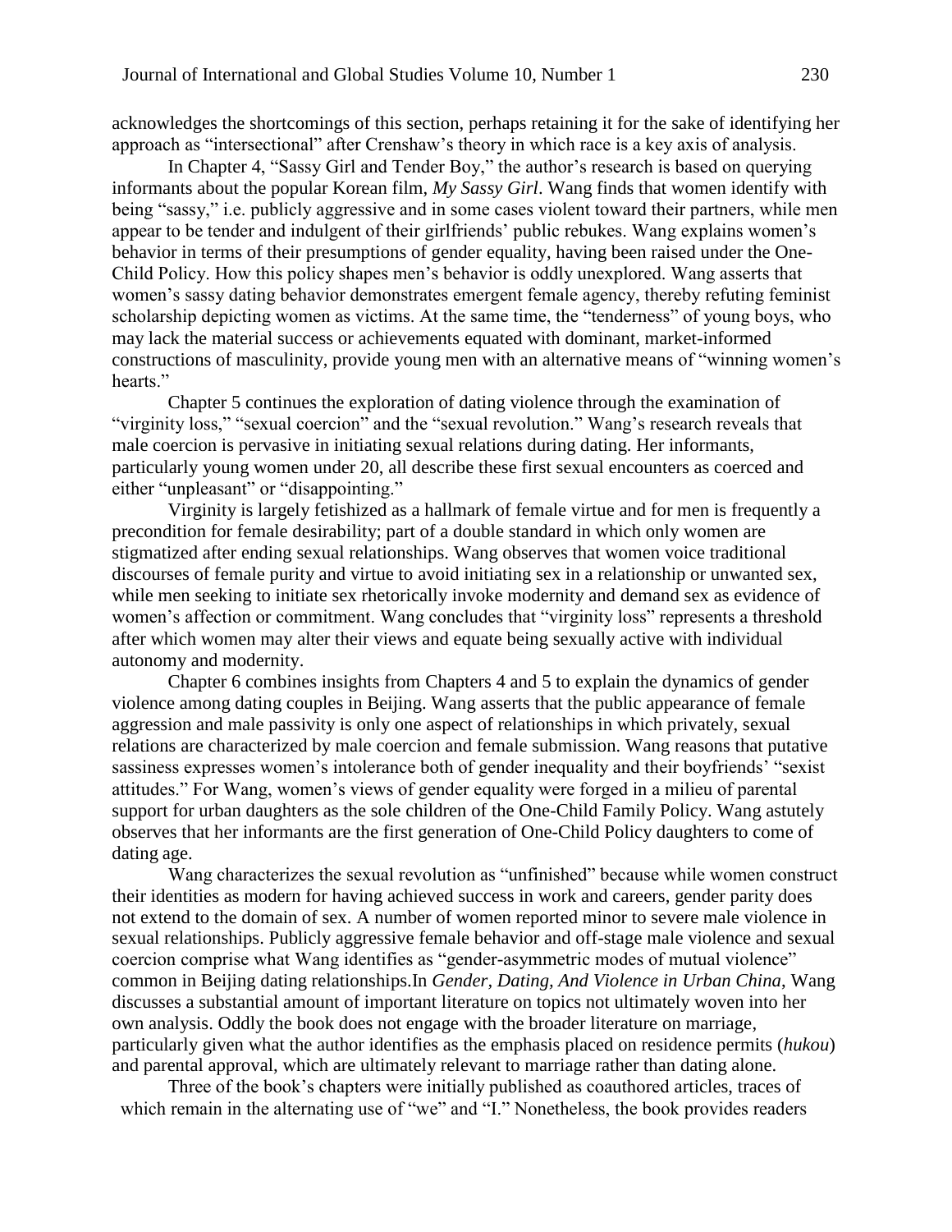acknowledges the shortcomings of this section, perhaps retaining it for the sake of identifying her approach as "intersectional" after Crenshaw's theory in which race is a key axis of analysis.

In Chapter 4, "Sassy Girl and Tender Boy," the author's research is based on querying informants about the popular Korean film, *My Sassy Girl*. Wang finds that women identify with being "sassy," i.e. publicly aggressive and in some cases violent toward their partners, while men appear to be tender and indulgent of their girlfriends' public rebukes. Wang explains women's behavior in terms of their presumptions of gender equality, having been raised under the One-Child Policy. How this policy shapes men's behavior is oddly unexplored. Wang asserts that women's sassy dating behavior demonstrates emergent female agency, thereby refuting feminist scholarship depicting women as victims. At the same time, the "tenderness" of young boys, who may lack the material success or achievements equated with dominant, market-informed constructions of masculinity, provide young men with an alternative means of "winning women's hearts."

Chapter 5 continues the exploration of dating violence through the examination of "virginity loss," "sexual coercion" and the "sexual revolution." Wang's research reveals that male coercion is pervasive in initiating sexual relations during dating. Her informants, particularly young women under 20, all describe these first sexual encounters as coerced and either "unpleasant" or "disappointing."

Virginity is largely fetishized as a hallmark of female virtue and for men is frequently a precondition for female desirability; part of a double standard in which only women are stigmatized after ending sexual relationships. Wang observes that women voice traditional discourses of female purity and virtue to avoid initiating sex in a relationship or unwanted sex, while men seeking to initiate sex rhetorically invoke modernity and demand sex as evidence of women's affection or commitment. Wang concludes that "virginity loss" represents a threshold after which women may alter their views and equate being sexually active with individual autonomy and modernity.

Chapter 6 combines insights from Chapters 4 and 5 to explain the dynamics of gender violence among dating couples in Beijing. Wang asserts that the public appearance of female aggression and male passivity is only one aspect of relationships in which privately, sexual relations are characterized by male coercion and female submission. Wang reasons that putative sassiness expresses women's intolerance both of gender inequality and their boyfriends' "sexist attitudes." For Wang, women's views of gender equality were forged in a milieu of parental support for urban daughters as the sole children of the One-Child Family Policy. Wang astutely observes that her informants are the first generation of One-Child Policy daughters to come of dating age.

Wang characterizes the sexual revolution as "unfinished" because while women construct their identities as modern for having achieved success in work and careers, gender parity does not extend to the domain of sex. A number of women reported minor to severe male violence in sexual relationships. Publicly aggressive female behavior and off-stage male violence and sexual coercion comprise what Wang identifies as "gender-asymmetric modes of mutual violence" common in Beijing dating relationships.In *Gender, Dating, And Violence in Urban China*, Wang discusses a substantial amount of important literature on topics not ultimately woven into her own analysis. Oddly the book does not engage with the broader literature on marriage, particularly given what the author identifies as the emphasis placed on residence permits (*hukou*) and parental approval, which are ultimately relevant to marriage rather than dating alone.

Three of the book's chapters were initially published as coauthored articles, traces of which remain in the alternating use of "we" and "I." Nonetheless, the book provides readers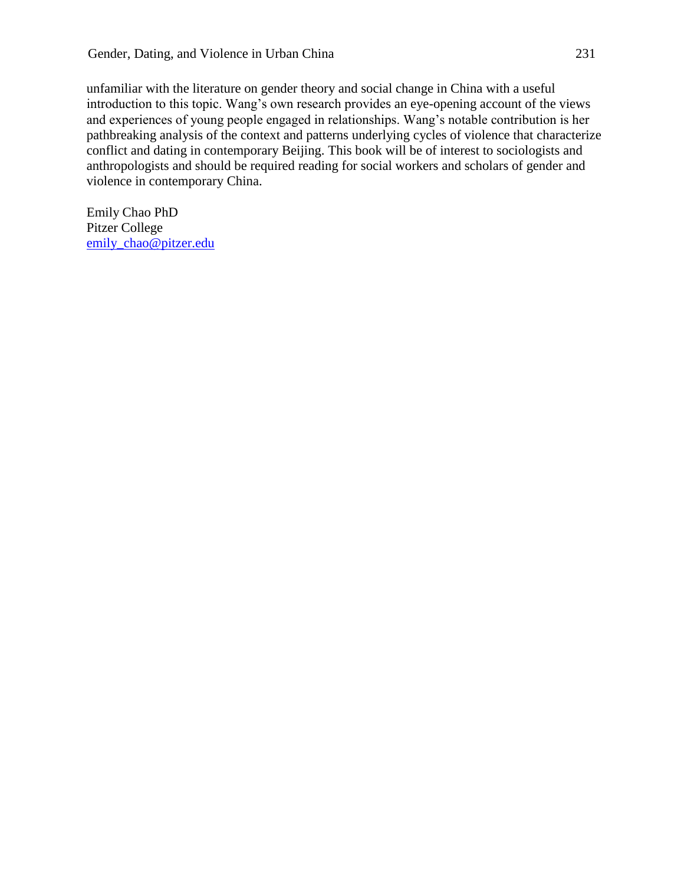unfamiliar with the literature on gender theory and social change in China with a useful introduction to this topic. Wang's own research provides an eye-opening account of the views and experiences of young people engaged in relationships. Wang's notable contribution is her pathbreaking analysis of the context and patterns underlying cycles of violence that characterize conflict and dating in contemporary Beijing. This book will be of interest to sociologists and anthropologists and should be required reading for social workers and scholars of gender and violence in contemporary China.

Emily Chao PhD
Pitzer College
emily_chao@pitzer.edu